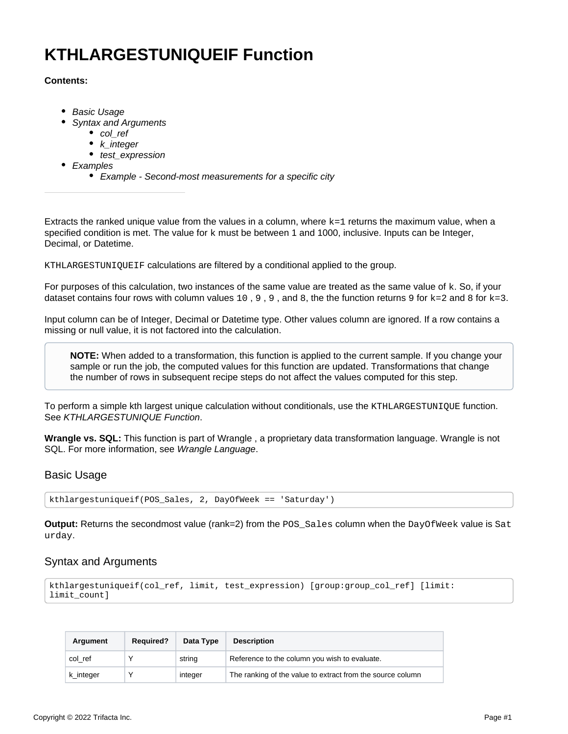# KTHLARGESTUNIQUEIF Function

**Contents:**

- *Basic Usage*
- *Syntax and Arguments*
  - *col_ref*
  - *k_integer*
  - *test_expression*
- *Examples*
  - *Example - Second-most measurements for a specific city*

---

Extracts the ranked unique value from the values in a column, where `k=1` returns the maximum value, when a specified condition is met. The value for `k` must be between 1 and 1000, inclusive. Inputs can be Integer, Decimal, or Datetime.

`KTHLARGESTUNIQUEIF` calculations are filtered by a conditional applied to the group.

For purposes of this calculation, two instances of the same value are treated as the same value of `k`. So, if your dataset contains four rows with column values `10` , `9` , `9` , and `8`, the the function returns `9` for `k=2` and `8` for `k=3`.

Input column can be of Integer, Decimal or Datetime type. Other values column are ignored. If a row contains a missing or null value, it is not factored into the calculation.

> **NOTE:** When added to a transformation, this function is applied to the current sample. If you change your sample or run the job, the computed values for this function are updated. Transformations that change the number of rows in subsequent recipe steps do not affect the values computed for this step.

To perform a simple kth largest unique calculation without conditionals, use the `KTHLARGESTUNIQUE` function. See *KTHLARGESTUNIQUE Function*.

**Wrangle vs. SQL:** This function is part of Wrangle , a proprietary data transformation language. Wrangle is not SQL. For more information, see *Wrangle Language*.

## Basic Usage

```
kthlargestuniqueif(POS_Sales, 2, DayOfWeek == 'Saturday')
```

**Output:** Returns the secondmost value (rank=2) from the `POS_Sales` column when the `DayOfWeek` value is `Saturday`.

## Syntax and Arguments

```
kthlargestuniqueif(col_ref, limit, test_expression) [group:group_col_ref] [limit:
limit_count]
```

| Argument | Required? | Data Type | Description |
|---|---|---|---|
| col_ref | Y | string | Reference to the column you wish to evaluate. |
| k_integer | Y | integer | The ranking of the value to extract from the source column |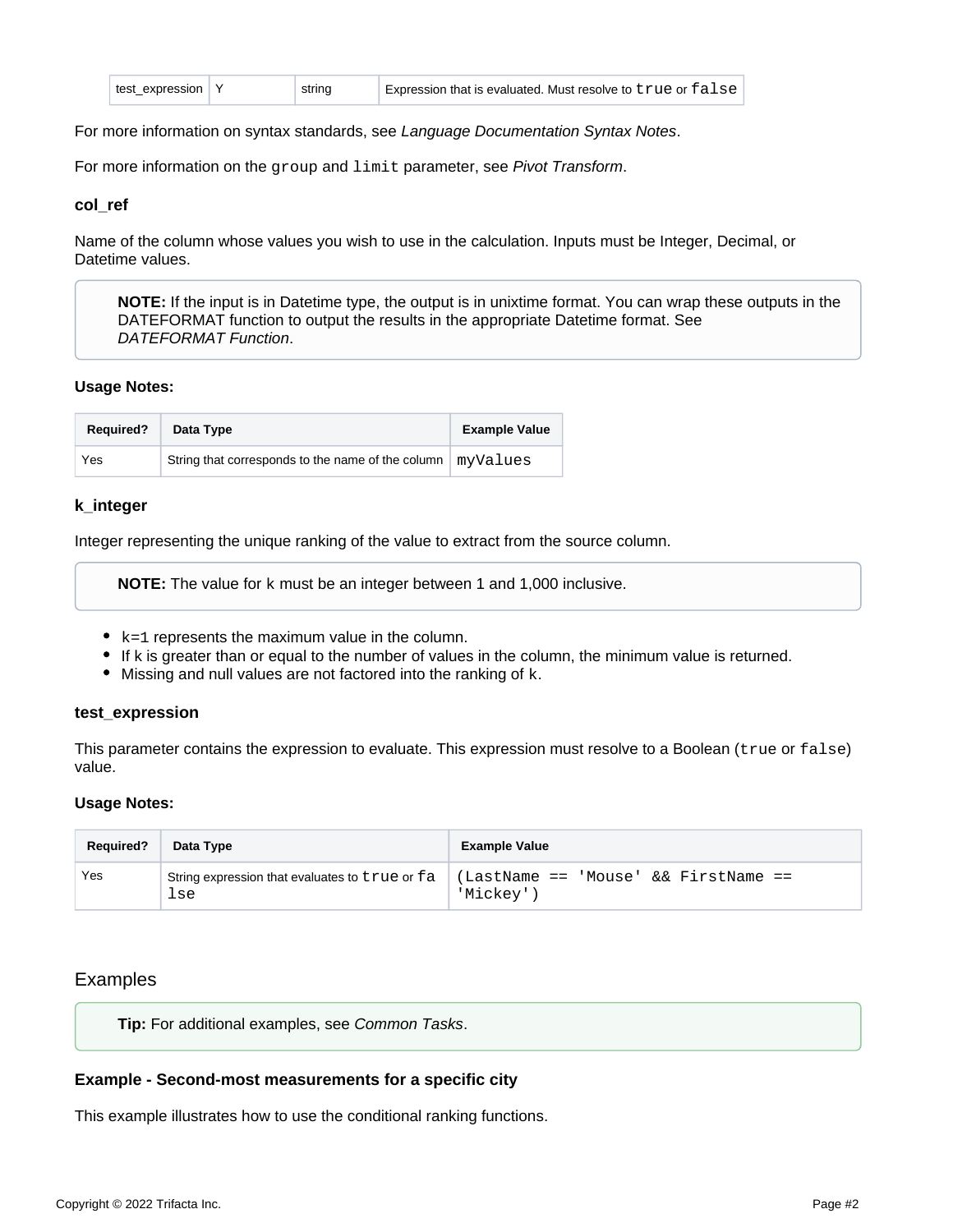| test_expression | Y | string | Expression that is evaluated. Must resolve to `true` or `false` |
|---|---|---|---|

For more information on syntax standards, see *Language Documentation Syntax Notes*.

For more information on the `group` and `limit` parameter, see *Pivot Transform*.

### col_ref

Name of the column whose values you wish to use in the calculation. Inputs must be Integer, Decimal, or Datetime values.

> **NOTE:** If the input is in Datetime type, the output is in unixtime format. You can wrap these outputs in the DATEFORMAT function to output the results in the appropriate Datetime format. See *DATEFORMAT Function*.

**Usage Notes:**

| Required? | Data Type | Example Value |
|---|---|---|
| Yes | String that corresponds to the name of the column | `myValues` |

### k_integer

Integer representing the unique ranking of the value to extract from the source column.

> **NOTE:** The value for k must be an integer between 1 and 1,000 inclusive.

- `k=1` represents the maximum value in the column.
- If k is greater than or equal to the number of values in the column, the minimum value is returned.
- Missing and null values are not factored into the ranking of `k`.

### test_expression

This parameter contains the expression to evaluate. This expression must resolve to a Boolean (`true` or `false`) value.

**Usage Notes:**

| Required? | Data Type | Example Value |
|---|---|---|
| Yes | String expression that evaluates to `true` or `false` | `(LastName == 'Mouse' && FirstName == 'Mickey')` |

## Examples

> **Tip:** For additional examples, see *Common Tasks*.

### Example - Second-most measurements for a specific city

This example illustrates how to use the conditional ranking functions.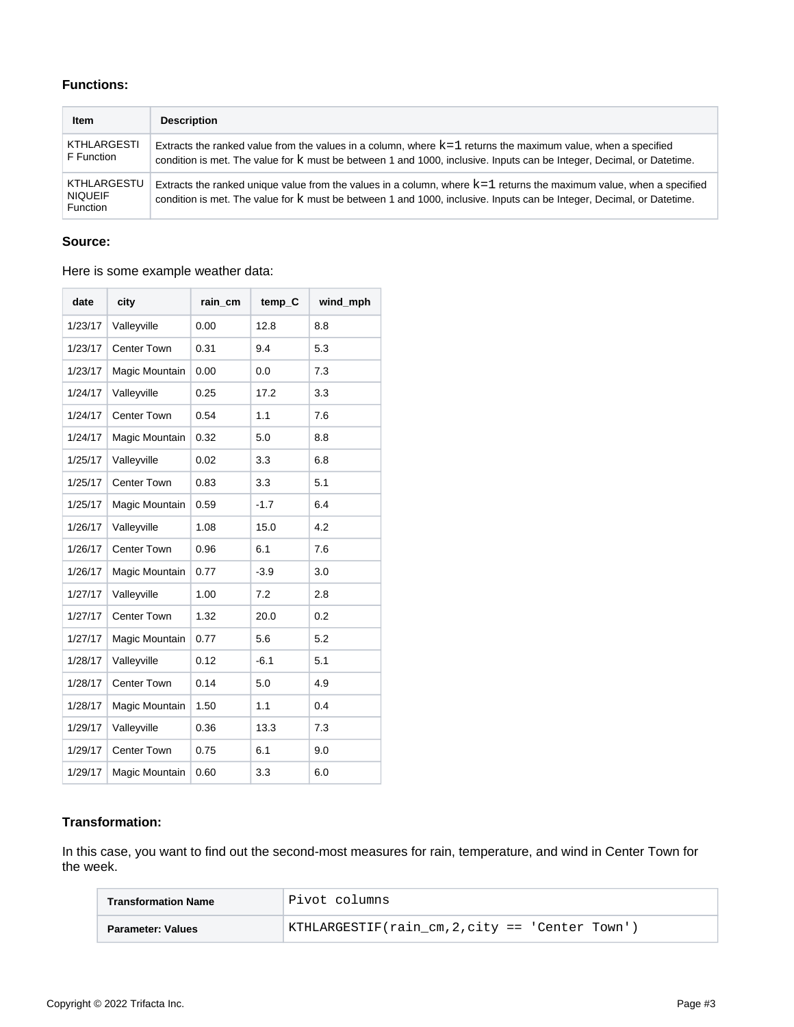### Functions:

| Item | Description |
| --- | --- |
| KTHLARGESTIF Function | Extracts the ranked value from the values in a column, where `k=1` returns the maximum value, when a specified condition is met. The value for `k` must be between 1 and 1000, inclusive. Inputs can be Integer, Decimal, or Datetime. |
| KTHLARGESTUNIQUEIF Function | Extracts the ranked unique value from the values in a column, where `k=1` returns the maximum value, when a specified condition is met. The value for `k` must be between 1 and 1000, inclusive. Inputs can be Integer, Decimal, or Datetime. |

### Source:

Here is some example weather data:

| date | city | rain_cm | temp_C | wind_mph |
| --- | --- | --- | --- | --- |
| 1/23/17 | Valleyville | 0.00 | 12.8 | 8.8 |
| 1/23/17 | Center Town | 0.31 | 9.4 | 5.3 |
| 1/23/17 | Magic Mountain | 0.00 | 0.0 | 7.3 |
| 1/24/17 | Valleyville | 0.25 | 17.2 | 3.3 |
| 1/24/17 | Center Town | 0.54 | 1.1 | 7.6 |
| 1/24/17 | Magic Mountain | 0.32 | 5.0 | 8.8 |
| 1/25/17 | Valleyville | 0.02 | 3.3 | 6.8 |
| 1/25/17 | Center Town | 0.83 | 3.3 | 5.1 |
| 1/25/17 | Magic Mountain | 0.59 | -1.7 | 6.4 |
| 1/26/17 | Valleyville | 1.08 | 15.0 | 4.2 |
| 1/26/17 | Center Town | 0.96 | 6.1 | 7.6 |
| 1/26/17 | Magic Mountain | 0.77 | -3.9 | 3.0 |
| 1/27/17 | Valleyville | 1.00 | 7.2 | 2.8 |
| 1/27/17 | Center Town | 1.32 | 20.0 | 0.2 |
| 1/27/17 | Magic Mountain | 0.77 | 5.6 | 5.2 |
| 1/28/17 | Valleyville | 0.12 | -6.1 | 5.1 |
| 1/28/17 | Center Town | 0.14 | 5.0 | 4.9 |
| 1/28/17 | Magic Mountain | 1.50 | 1.1 | 0.4 |
| 1/29/17 | Valleyville | 0.36 | 13.3 | 7.3 |
| 1/29/17 | Center Town | 0.75 | 6.1 | 9.0 |
| 1/29/17 | Magic Mountain | 0.60 | 3.3 | 6.0 |

### Transformation:

In this case, you want to find out the second-most measures for rain, temperature, and wind in Center Town for the week.

| Transformation Name | `Pivot columns` |
| --- | --- |
| Parameter: Values | `KTHLARGESTIF(rain_cm,2,city == 'Center Town')` |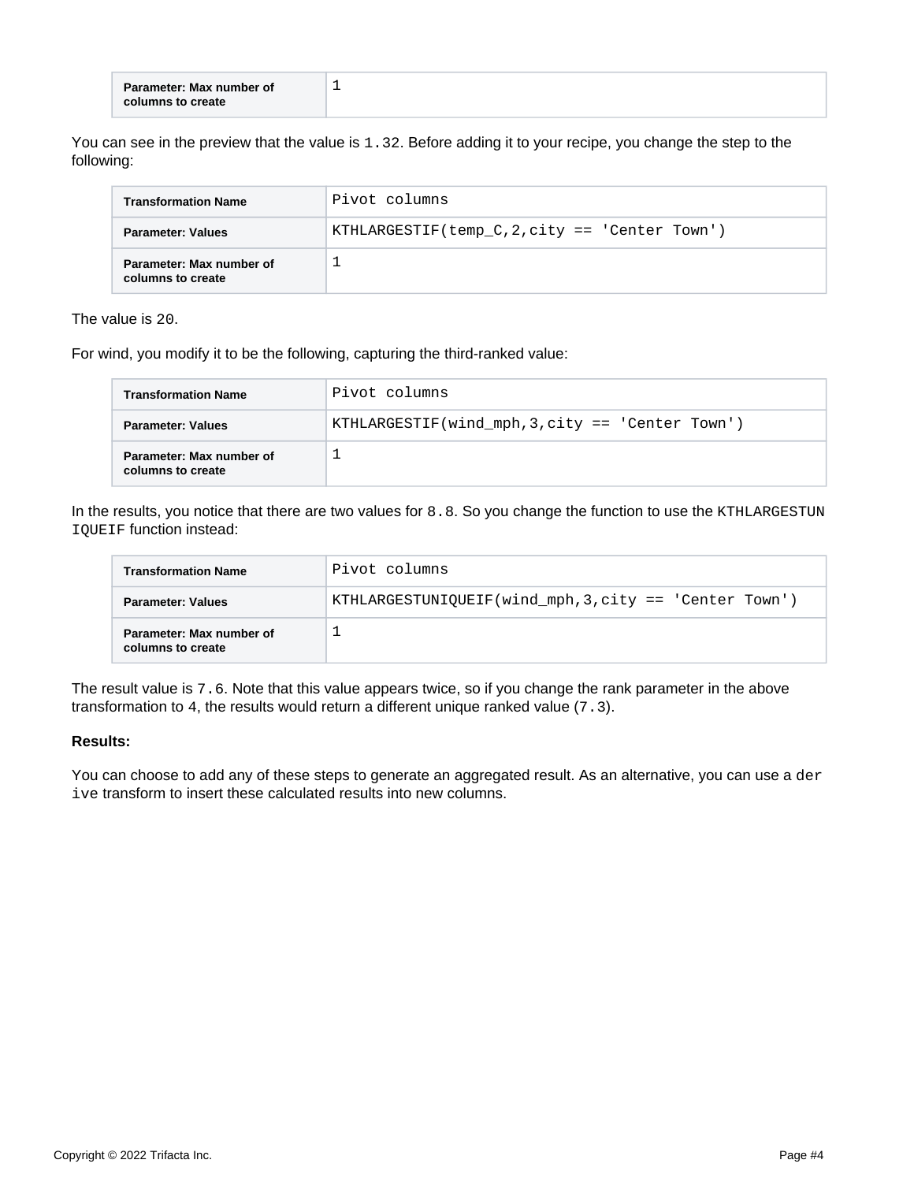| | |
|---|---|
| Parameter: Max number of columns to create | 1 |

You can see in the preview that the value is `1.32`. Before adding it to your recipe, you change the step to the following:

| | |
|---|---|
| Transformation Name | `Pivot columns` |
| Parameter: Values | `KTHLARGESTIF(temp_C,2,city == 'Center Town')` |
| Parameter: Max number of columns to create | `1` |

The value is `20`.

For wind, you modify it to be the following, capturing the third-ranked value:

| | |
|---|---|
| Transformation Name | `Pivot columns` |
| Parameter: Values | `KTHLARGESTIF(wind_mph,3,city == 'Center Town')` |
| Parameter: Max number of columns to create | `1` |

In the results, you notice that there are two values for `8.8`. So you change the function to use the `KTHLARGESTUNIQUEIF` function instead:

| | |
|---|---|
| Transformation Name | `Pivot columns` |
| Parameter: Values | `KTHLARGESTUNIQUEIF(wind_mph,3,city == 'Center Town')` |
| Parameter: Max number of columns to create | `1` |

The result value is `7.6`. Note that this value appears twice, so if you change the rank parameter in the above transformation to `4`, the results would return a different unique ranked value (`7.3`).

**Results:**

You can choose to add any of these steps to generate an aggregated result. As an alternative, you can use a `derive` transform to insert these calculated results into new columns.